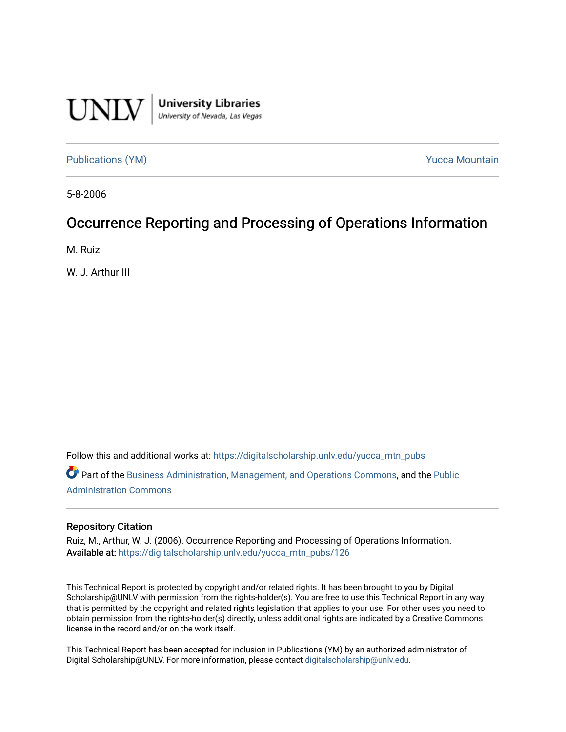UNLV | University Libraries
University of Nevada, Las Vegas

Publications (YM) | Yucca Mountain

5-8-2006

# Occurrence Reporting and Processing of Operations Information

M. Ruiz

W. J. Arthur III

Follow this and additional works at: https://digitalscholarship.unlv.edu/yucca_mtn_pubs

Part of the Business Administration, Management, and Operations Commons, and the Public Administration Commons

## Repository Citation

Ruiz, M., Arthur, W. J. (2006). Occurrence Reporting and Processing of Operations Information.
Available at: https://digitalscholarship.unlv.edu/yucca_mtn_pubs/126

This Technical Report is protected by copyright and/or related rights. It has been brought to you by Digital Scholarship@UNLV with permission from the rights-holder(s). You are free to use this Technical Report in any way that is permitted by the copyright and related rights legislation that applies to your use. For other uses you need to obtain permission from the rights-holder(s) directly, unless additional rights are indicated by a Creative Commons license in the record and/or on the work itself.

This Technical Report has been accepted for inclusion in Publications (YM) by an authorized administrator of Digital Scholarship@UNLV. For more information, please contact digitalscholarship@unlv.edu.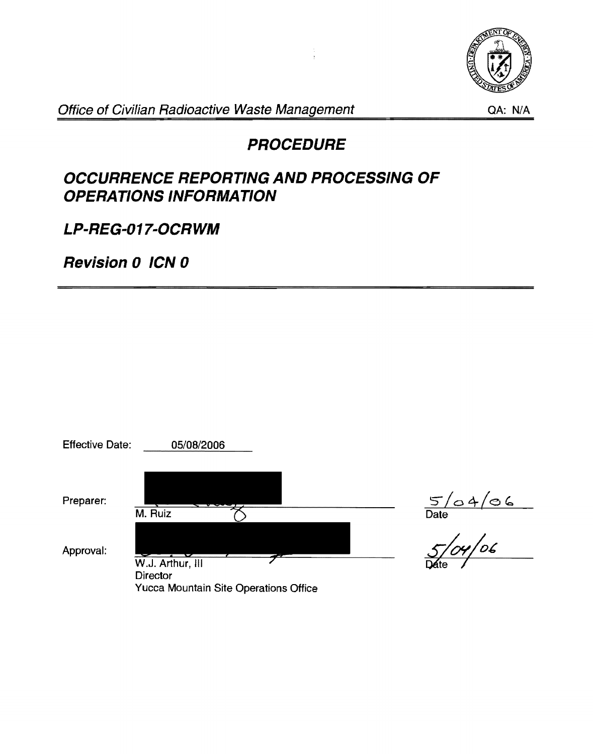Office of Civilian Radioactive Waste Management

QA: N/A

# PROCEDURE

## OCCURRENCE REPORTING AND PROCESSING OF OPERATIONS INFORMATION

## LP-REG-017-OCRWM

## Revision 0 ICN 0

Effective Date: 05/08/2006

Preparer: M. Ruiz — Date: 5/04/06

Approval: W.J. Arthur, III, Director, Yucca Mountain Site Operations Office — Date: 5/04/06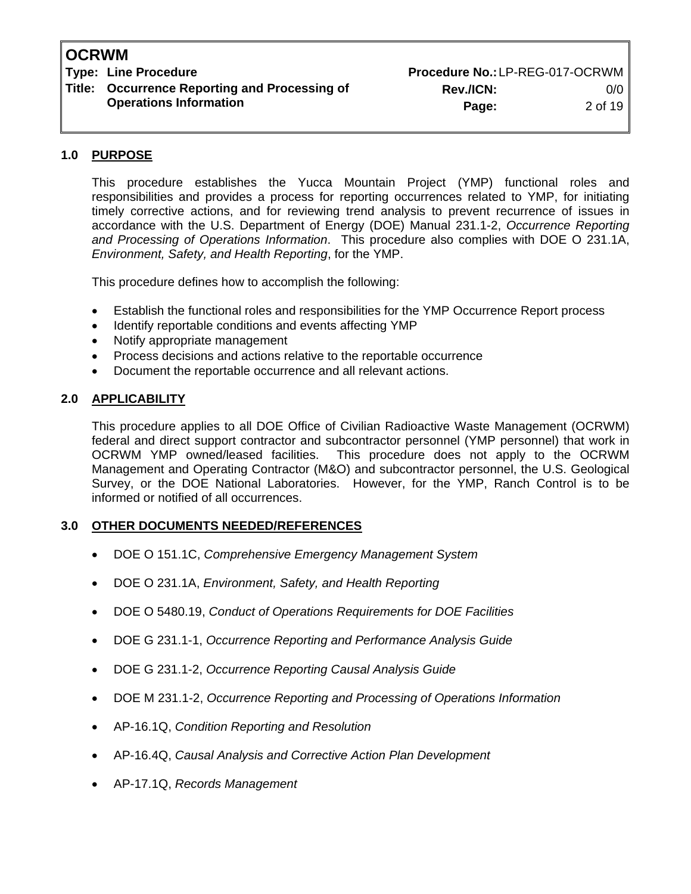## 1.0 PURPOSE

This procedure establishes the Yucca Mountain Project (YMP) functional roles and responsibilities and provides a process for reporting occurrences related to YMP, for initiating timely corrective actions, and for reviewing trend analysis to prevent recurrence of issues in accordance with the U.S. Department of Energy (DOE) Manual 231.1-2, *Occurrence Reporting and Processing of Operations Information*. This procedure also complies with DOE O 231.1A, *Environment, Safety, and Health Reporting*, for the YMP.

This procedure defines how to accomplish the following:

- Establish the functional roles and responsibilities for the YMP Occurrence Report process
- Identify reportable conditions and events affecting YMP
- Notify appropriate management
- Process decisions and actions relative to the reportable occurrence
- Document the reportable occurrence and all relevant actions.

## 2.0 APPLICABILITY

This procedure applies to all DOE Office of Civilian Radioactive Waste Management (OCRWM) federal and direct support contractor and subcontractor personnel (YMP personnel) that work in OCRWM YMP owned/leased facilities. This procedure does not apply to the OCRWM Management and Operating Contractor (M&O) and subcontractor personnel, the U.S. Geological Survey, or the DOE National Laboratories. However, for the YMP, Ranch Control is to be informed or notified of all occurrences.

## 3.0 OTHER DOCUMENTS NEEDED/REFERENCES

- DOE O 151.1C, *Comprehensive Emergency Management System*
- DOE O 231.1A, *Environment, Safety, and Health Reporting*
- DOE O 5480.19, *Conduct of Operations Requirements for DOE Facilities*
- DOE G 231.1-1, *Occurrence Reporting and Performance Analysis Guide*
- DOE G 231.1-2, *Occurrence Reporting Causal Analysis Guide*
- DOE M 231.1-2, *Occurrence Reporting and Processing of Operations Information*
- AP-16.1Q, *Condition Reporting and Resolution*
- AP-16.4Q, *Causal Analysis and Corrective Action Plan Development*
- AP-17.1Q, *Records Management*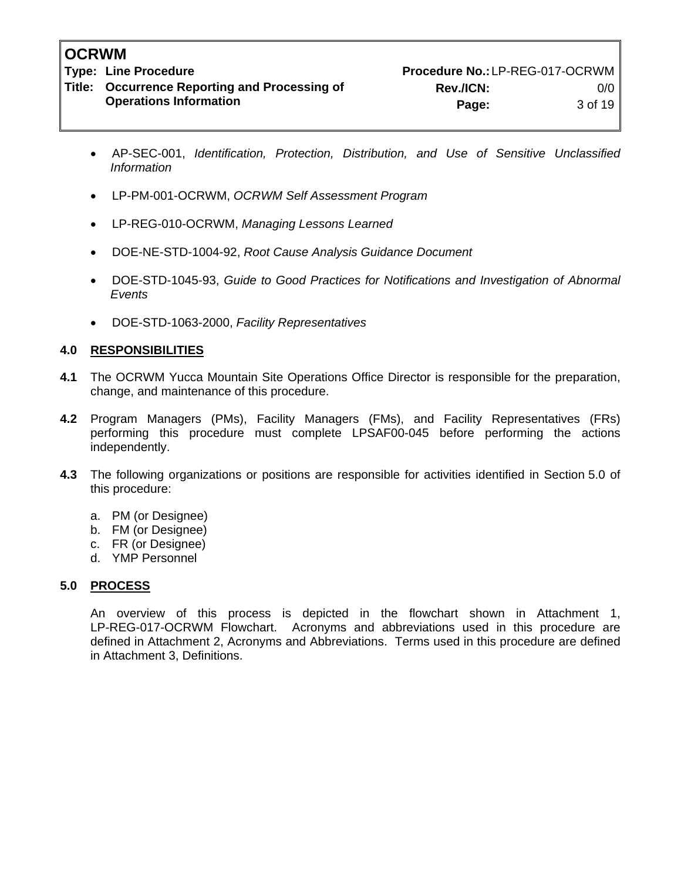- AP-SEC-001, *Identification, Protection, Distribution, and Use of Sensitive Unclassified Information*

- LP-PM-001-OCRWM, *OCRWM Self Assessment Program*

- LP-REG-010-OCRWM, *Managing Lessons Learned*

- DOE-NE-STD-1004-92, *Root Cause Analysis Guidance Document*

- DOE-STD-1045-93, *Guide to Good Practices for Notifications and Investigation of Abnormal Events*

- DOE-STD-1063-2000, *Facility Representatives*

## 4.0 RESPONSIBILITIES

**4.1** The OCRWM Yucca Mountain Site Operations Office Director is responsible for the preparation, change, and maintenance of this procedure.

**4.2** Program Managers (PMs), Facility Managers (FMs), and Facility Representatives (FRs) performing this procedure must complete LPSAF00-045 before performing the actions independently.

**4.3** The following organizations or positions are responsible for activities identified in Section 5.0 of this procedure:

a. PM (or Designee)
b. FM (or Designee)
c. FR (or Designee)
d. YMP Personnel

## 5.0 PROCESS

An overview of this process is depicted in the flowchart shown in Attachment 1, LP-REG-017-OCRWM Flowchart. Acronyms and abbreviations used in this procedure are defined in Attachment 2, Acronyms and Abbreviations. Terms used in this procedure are defined in Attachment 3, Definitions.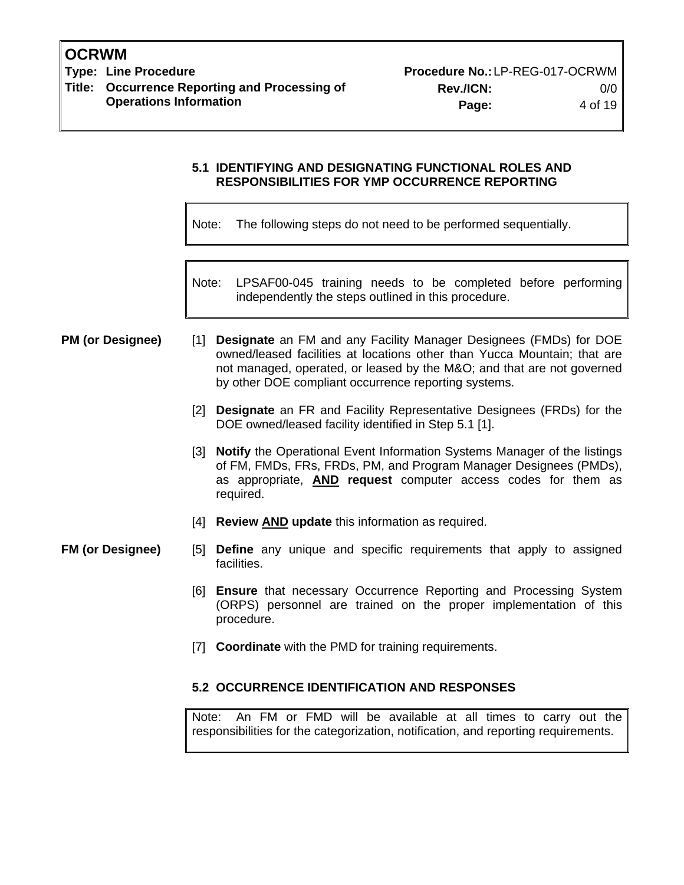### 5.1 IDENTIFYING AND DESIGNATING FUNCTIONAL ROLES AND RESPONSIBILITIES FOR YMP OCCURRENCE REPORTING

> Note: The following steps do not need to be performed sequentially.

> Note: LPSAF00-045 training needs to be completed before performing independently the steps outlined in this procedure.

**PM (or Designee)**

[1] **Designate** an FM and any Facility Manager Designees (FMDs) for DOE owned/leased facilities at locations other than Yucca Mountain; that are not managed, operated, or leased by the M&O; and that are not governed by other DOE compliant occurrence reporting systems.

[2] **Designate** an FR and Facility Representative Designees (FRDs) for the DOE owned/leased facility identified in Step 5.1 [1].

[3] **Notify** the Operational Event Information Systems Manager of the listings of FM, FMDs, FRs, FRDs, PM, and Program Manager Designees (PMDs), as appropriate, **AND request** computer access codes for them as required.

[4] **Review AND update** this information as required.

**FM (or Designee)**

[5] **Define** any unique and specific requirements that apply to assigned facilities.

[6] **Ensure** that necessary Occurrence Reporting and Processing System (ORPS) personnel are trained on the proper implementation of this procedure.

[7] **Coordinate** with the PMD for training requirements.

### 5.2 OCCURRENCE IDENTIFICATION AND RESPONSES

> Note: An FM or FMD will be available at all times to carry out the responsibilities for the categorization, notification, and reporting requirements.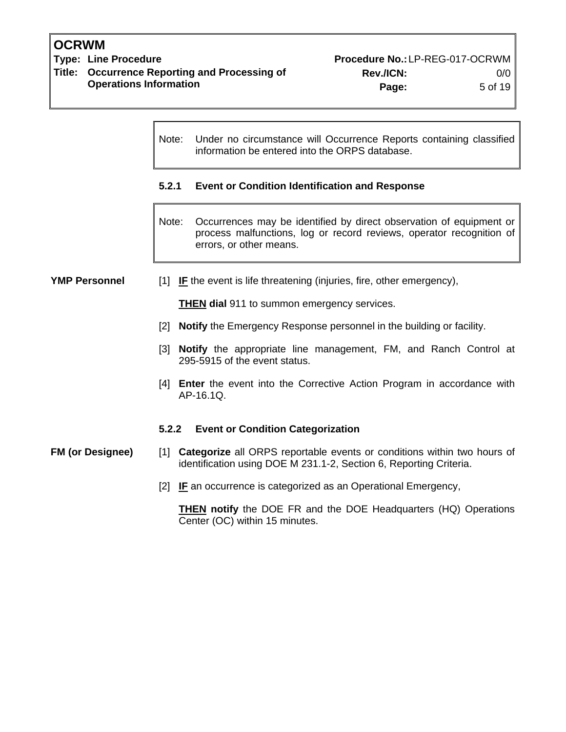> Note: Under no circumstance will Occurrence Reports containing classified information be entered into the ORPS database.

### 5.2.1 Event or Condition Identification and Response

> Note: Occurrences may be identified by direct observation of equipment or process malfunctions, log or record reviews, operator recognition of errors, or other means.

**YMP Personnel**

[1] **IF** the event is life threatening (injuries, fire, other emergency),

**THEN dial** 911 to summon emergency services.

[2] **Notify** the Emergency Response personnel in the building or facility.

[3] **Notify** the appropriate line management, FM, and Ranch Control at 295-5915 of the event status.

[4] **Enter** the event into the Corrective Action Program in accordance with AP-16.1Q.

### 5.2.2 Event or Condition Categorization

**FM (or Designee)**

[1] **Categorize** all ORPS reportable events or conditions within two hours of identification using DOE M 231.1-2, Section 6, Reporting Criteria.

[2] **IF** an occurrence is categorized as an Operational Emergency,

**THEN notify** the DOE FR and the DOE Headquarters (HQ) Operations Center (OC) within 15 minutes.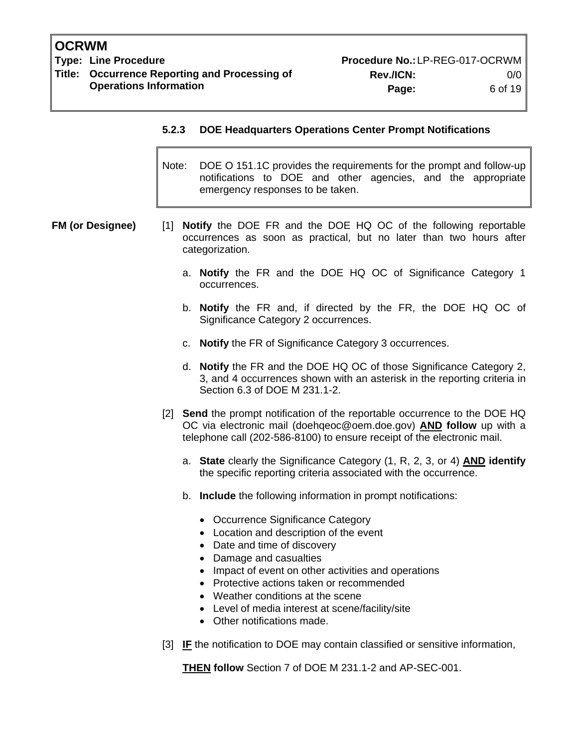#### 5.2.3 DOE Headquarters Operations Center Prompt Notifications

> Note: DOE O 151.1C provides the requirements for the prompt and follow-up notifications to DOE and other agencies, and the appropriate emergency responses to be taken.

**FM (or Designee)**

[1] **Notify** the DOE FR and the DOE HQ OC of the following reportable occurrences as soon as practical, but no later than two hours after categorization.

a. **Notify** the FR and the DOE HQ OC of Significance Category 1 occurrences.

b. **Notify** the FR and, if directed by the FR, the DOE HQ OC of Significance Category 2 occurrences.

c. **Notify** the FR of Significance Category 3 occurrences.

d. **Notify** the FR and the DOE HQ OC of those Significance Category 2, 3, and 4 occurrences shown with an asterisk in the reporting criteria in Section 6.3 of DOE M 231.1-2.

[2] **Send** the prompt notification of the reportable occurrence to the DOE HQ OC via electronic mail (doehqeoc@oem.doe.gov) **AND follow** up with a telephone call (202-586-8100) to ensure receipt of the electronic mail.

a. **State** clearly the Significance Category (1, R, 2, 3, or 4) **AND identify** the specific reporting criteria associated with the occurrence.

b. **Include** the following information in prompt notifications:

- Occurrence Significance Category
- Location and description of the event
- Date and time of discovery
- Damage and casualties
- Impact of event on other activities and operations
- Protective actions taken or recommended
- Weather conditions at the scene
- Level of media interest at scene/facility/site
- Other notifications made.

[3] **IF** the notification to DOE may contain classified or sensitive information,

**THEN follow** Section 7 of DOE M 231.1-2 and AP-SEC-001.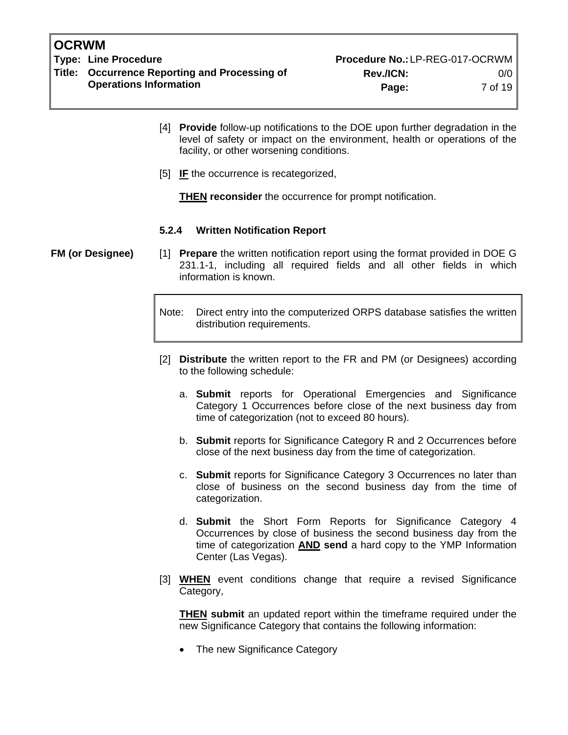[4] **Provide** follow-up notifications to the DOE upon further degradation in the level of safety or impact on the environment, health or operations of the facility, or other worsening conditions.

[5] **IF** the occurrence is recategorized,

**THEN reconsider** the occurrence for prompt notification.

#### 5.2.4 Written Notification Report

**FM (or Designee)**

[1] **Prepare** the written notification report using the format provided in DOE G 231.1-1, including all required fields and all other fields in which information is known.

> Note: Direct entry into the computerized ORPS database satisfies the written distribution requirements.

[2] **Distribute** the written report to the FR and PM (or Designees) according to the following schedule:

a. **Submit** reports for Operational Emergencies and Significance Category 1 Occurrences before close of the next business day from time of categorization (not to exceed 80 hours).

b. **Submit** reports for Significance Category R and 2 Occurrences before close of the next business day from the time of categorization.

c. **Submit** reports for Significance Category 3 Occurrences no later than close of business on the second business day from the time of categorization.

d. **Submit** the Short Form Reports for Significance Category 4 Occurrences by close of business the second business day from the time of categorization **AND send** a hard copy to the YMP Information Center (Las Vegas).

[3] **WHEN** event conditions change that require a revised Significance Category,

**THEN submit** an updated report within the timeframe required under the new Significance Category that contains the following information:

- The new Significance Category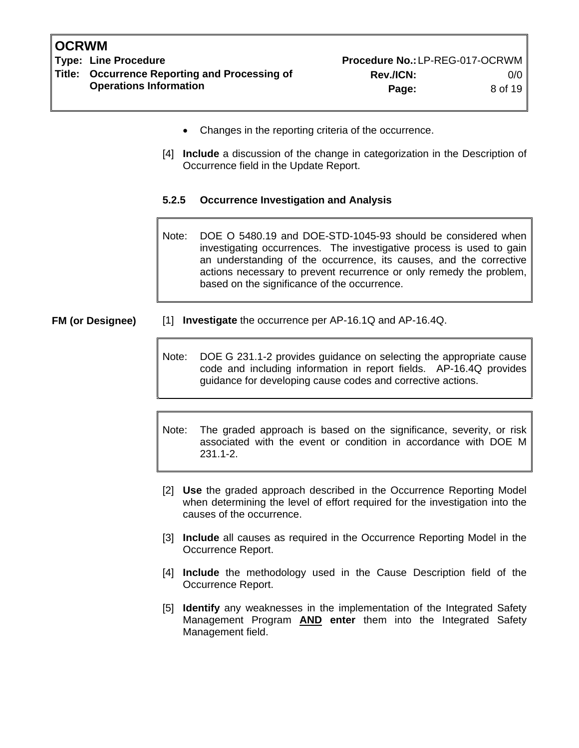- Changes in the reporting criteria of the occurrence.

[4] **Include** a discussion of the change in categorization in the Description of Occurrence field in the Update Report.

### 5.2.5 Occurrence Investigation and Analysis

> Note: DOE O 5480.19 and DOE-STD-1045-93 should be considered when investigating occurrences. The investigative process is used to gain an understanding of the occurrence, its causes, and the corrective actions necessary to prevent recurrence or only remedy the problem, based on the significance of the occurrence.

**FM (or Designee)**

[1] **Investigate** the occurrence per AP-16.1Q and AP-16.4Q.

> Note: DOE G 231.1-2 provides guidance on selecting the appropriate cause code and including information in report fields. AP-16.4Q provides guidance for developing cause codes and corrective actions.

> Note: The graded approach is based on the significance, severity, or risk associated with the event or condition in accordance with DOE M 231.1-2.

[2] **Use** the graded approach described in the Occurrence Reporting Model when determining the level of effort required for the investigation into the causes of the occurrence.

[3] **Include** all causes as required in the Occurrence Reporting Model in the Occurrence Report.

[4] **Include** the methodology used in the Cause Description field of the Occurrence Report.

[5] **Identify** any weaknesses in the implementation of the Integrated Safety Management Program **AND** **enter** them into the Integrated Safety Management field.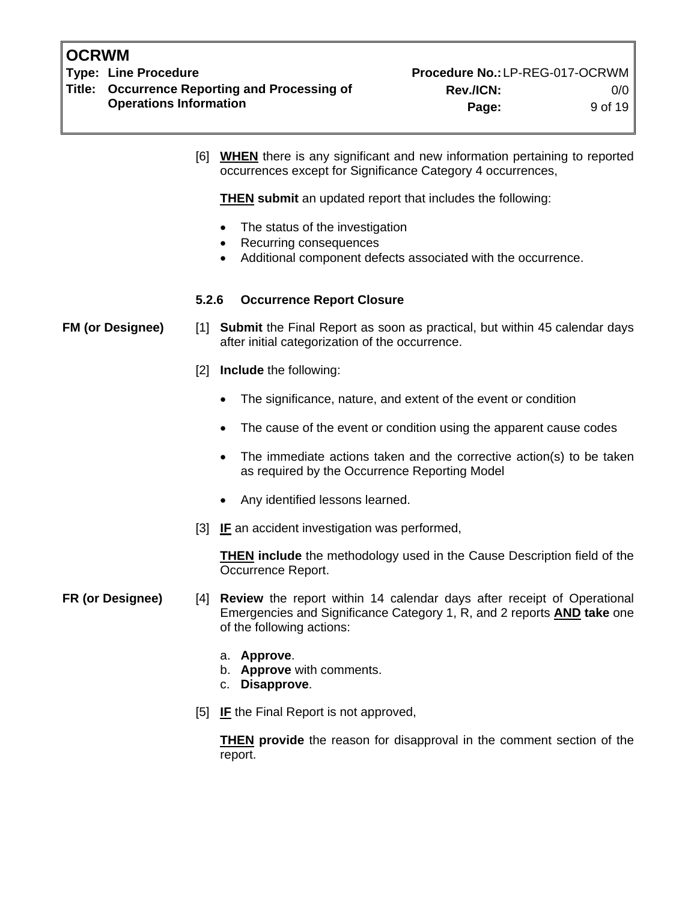[6] **<u>WHEN</u>** there is any significant and new information pertaining to reported occurrences except for Significance Category 4 occurrences,

**<u>THEN</u> submit** an updated report that includes the following:

- The status of the investigation
- Recurring consequences
- Additional component defects associated with the occurrence.

### 5.2.6 Occurrence Report Closure

**FM (or Designee)**

[1] **Submit** the Final Report as soon as practical, but within 45 calendar days after initial categorization of the occurrence.

[2] **Include** the following:

- The significance, nature, and extent of the event or condition
- The cause of the event or condition using the apparent cause codes
- The immediate actions taken and the corrective action(s) to be taken as required by the Occurrence Reporting Model
- Any identified lessons learned.

[3] **<u>IF</u>** an accident investigation was performed,

**<u>THEN</u> include** the methodology used in the Cause Description field of the Occurrence Report.

**FR (or Designee)**

[4] **Review** the report within 14 calendar days after receipt of Operational Emergencies and Significance Category 1, R, and 2 reports **<u>AND</u> take** one of the following actions:

a. **Approve**.
b. **Approve** with comments.
c. **Disapprove**.

[5] **<u>IF</u>** the Final Report is not approved,

**<u>THEN</u> provide** the reason for disapproval in the comment section of the report.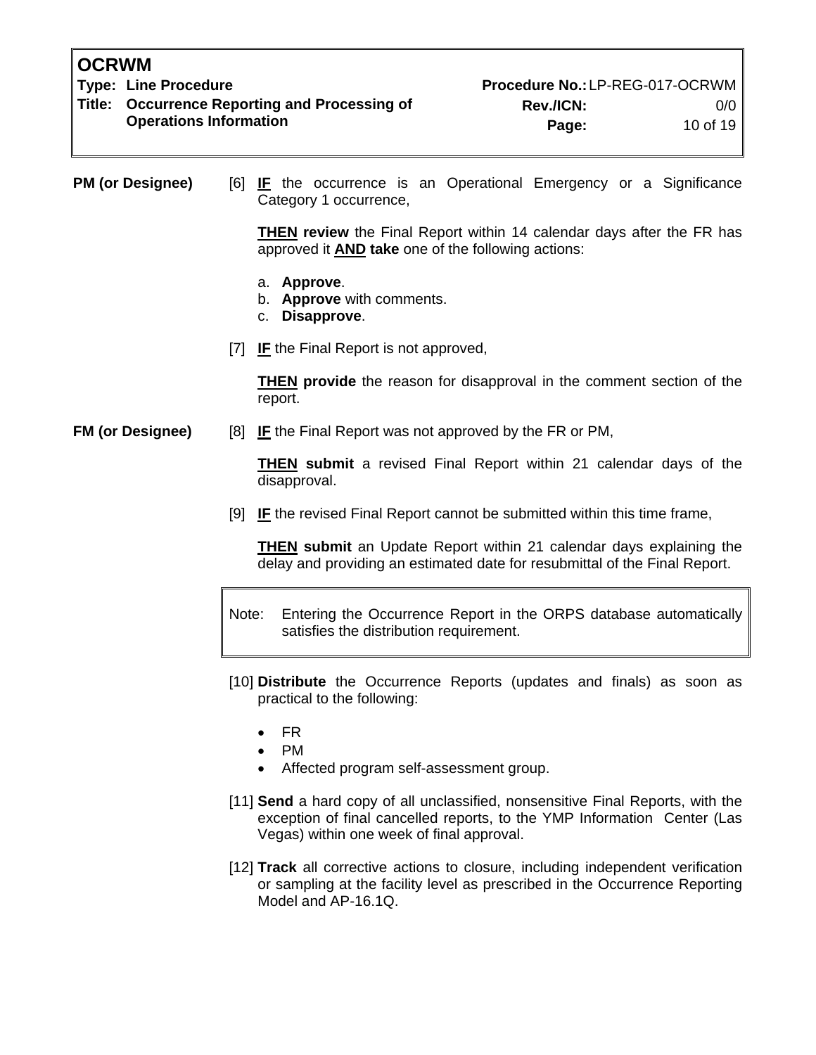**PM (or Designee)**

[6] **IF** the occurrence is an Operational Emergency or a Significance Category 1 occurrence,

**THEN review** the Final Report within 14 calendar days after the FR has approved it **AND take** one of the following actions:

a. **Approve**.
b. **Approve** with comments.
c. **Disapprove**.

[7] **IF** the Final Report is not approved,

**THEN provide** the reason for disapproval in the comment section of the report.

**FM (or Designee)**

[8] **IF** the Final Report was not approved by the FR or PM,

**THEN submit** a revised Final Report within 21 calendar days of the disapproval.

[9] **IF** the revised Final Report cannot be submitted within this time frame,

**THEN submit** an Update Report within 21 calendar days explaining the delay and providing an estimated date for resubmittal of the Final Report.

> Note: Entering the Occurrence Report in the ORPS database automatically satisfies the distribution requirement.

[10] **Distribute** the Occurrence Reports (updates and finals) as soon as practical to the following:

- FR
- PM
- Affected program self-assessment group.

[11] **Send** a hard copy of all unclassified, nonsensitive Final Reports, with the exception of final cancelled reports, to the YMP Information Center (Las Vegas) within one week of final approval.

[12] **Track** all corrective actions to closure, including independent verification or sampling at the facility level as prescribed in the Occurrence Reporting Model and AP-16.1Q.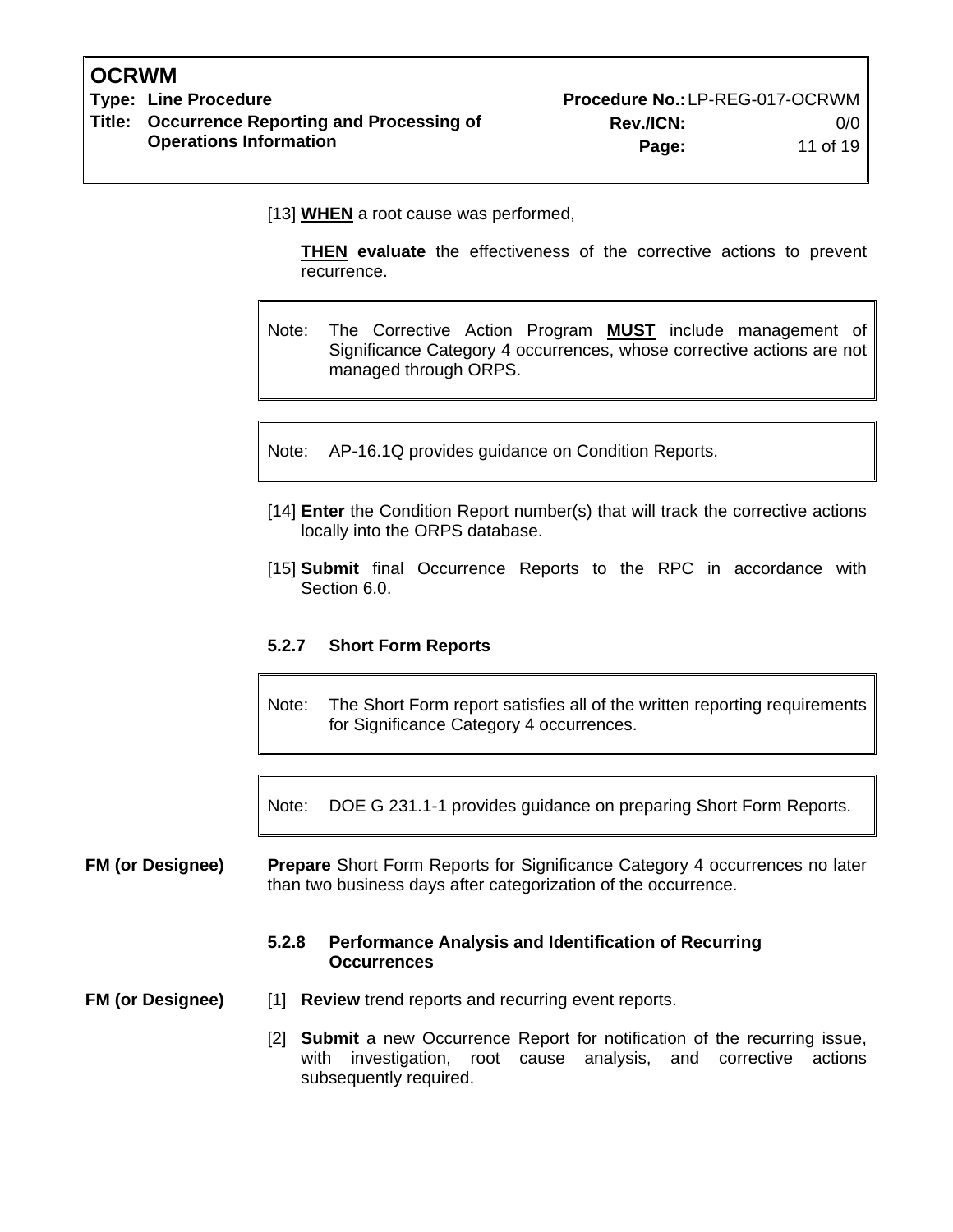[13] **WHEN** a root cause was performed,

**THEN** **evaluate** the effectiveness of the corrective actions to prevent recurrence.

> Note: The Corrective Action Program **MUST** include management of Significance Category 4 occurrences, whose corrective actions are not managed through ORPS.

> Note: AP-16.1Q provides guidance on Condition Reports.

[14] **Enter** the Condition Report number(s) that will track the corrective actions locally into the ORPS database.

[15] **Submit** final Occurrence Reports to the RPC in accordance with Section 6.0.

### 5.2.7 Short Form Reports

> Note: The Short Form report satisfies all of the written reporting requirements for Significance Category 4 occurrences.

> Note: DOE G 231.1-1 provides guidance on preparing Short Form Reports.

**FM (or Designee)** — **Prepare** Short Form Reports for Significance Category 4 occurrences no later than two business days after categorization of the occurrence.

### 5.2.8 Performance Analysis and Identification of Recurring Occurrences

**FM (or Designee)**

[1] **Review** trend reports and recurring event reports.

[2] **Submit** a new Occurrence Report for notification of the recurring issue, with investigation, root cause analysis, and corrective actions subsequently required.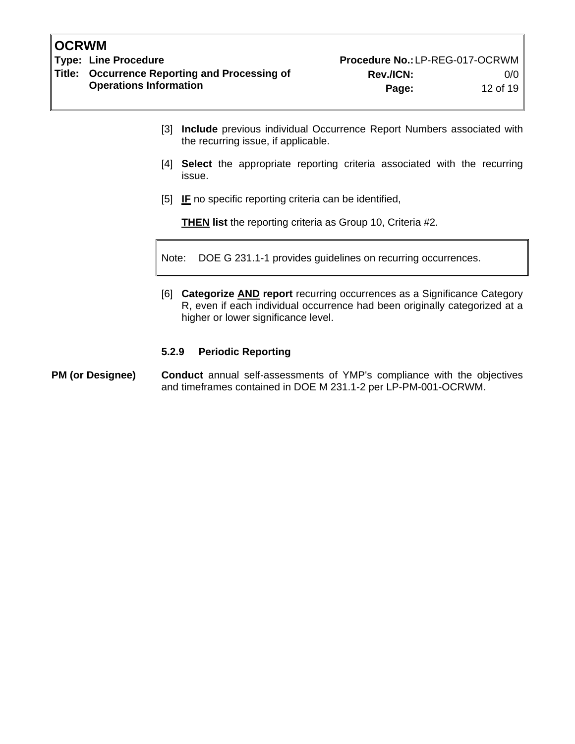[3] **Include** previous individual Occurrence Report Numbers associated with the recurring issue, if applicable.

[4] **Select** the appropriate reporting criteria associated with the recurring issue.

[5] **IF** no specific reporting criteria can be identified,

**THEN list** the reporting criteria as Group 10, Criteria #2.

> Note: DOE G 231.1-1 provides guidelines on recurring occurrences.

[6] **Categorize AND report** recurring occurrences as a Significance Category R, even if each individual occurrence had been originally categorized at a higher or lower significance level.

### 5.2.9 Periodic Reporting

**PM (or Designee)**

**Conduct** annual self-assessments of YMP's compliance with the objectives and timeframes contained in DOE M 231.1-2 per LP-PM-001-OCRWM.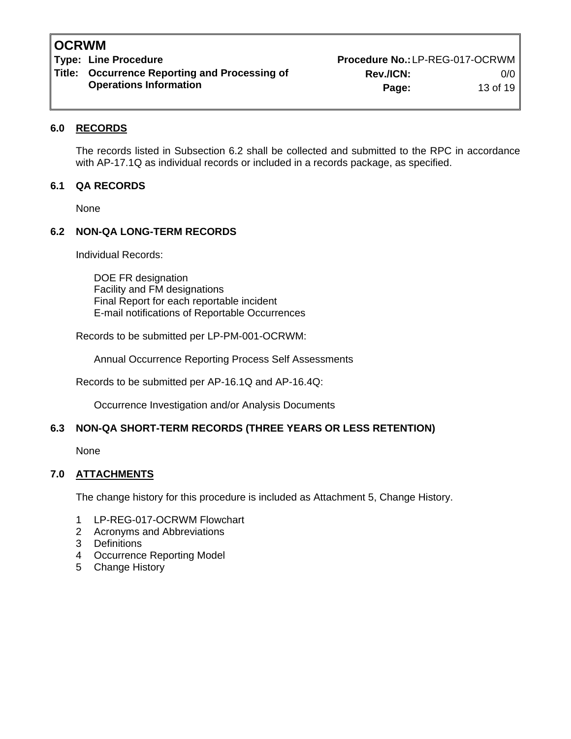## 6.0 RECORDS

The records listed in Subsection 6.2 shall be collected and submitted to the RPC in accordance with AP-17.1Q as individual records or included in a records package, as specified.

### 6.1 QA RECORDS

None

### 6.2 NON-QA LONG-TERM RECORDS

Individual Records:

DOE FR designation
Facility and FM designations
Final Report for each reportable incident
E-mail notifications of Reportable Occurrences

Records to be submitted per LP-PM-001-OCRWM:

Annual Occurrence Reporting Process Self Assessments

Records to be submitted per AP-16.1Q and AP-16.4Q:

Occurrence Investigation and/or Analysis Documents

### 6.3 NON-QA SHORT-TERM RECORDS (THREE YEARS OR LESS RETENTION)

None

## 7.0 ATTACHMENTS

The change history for this procedure is included as Attachment 5, Change History.

1. LP-REG-017-OCRWM Flowchart
2. Acronyms and Abbreviations
3. Definitions
4. Occurrence Reporting Model
5. Change History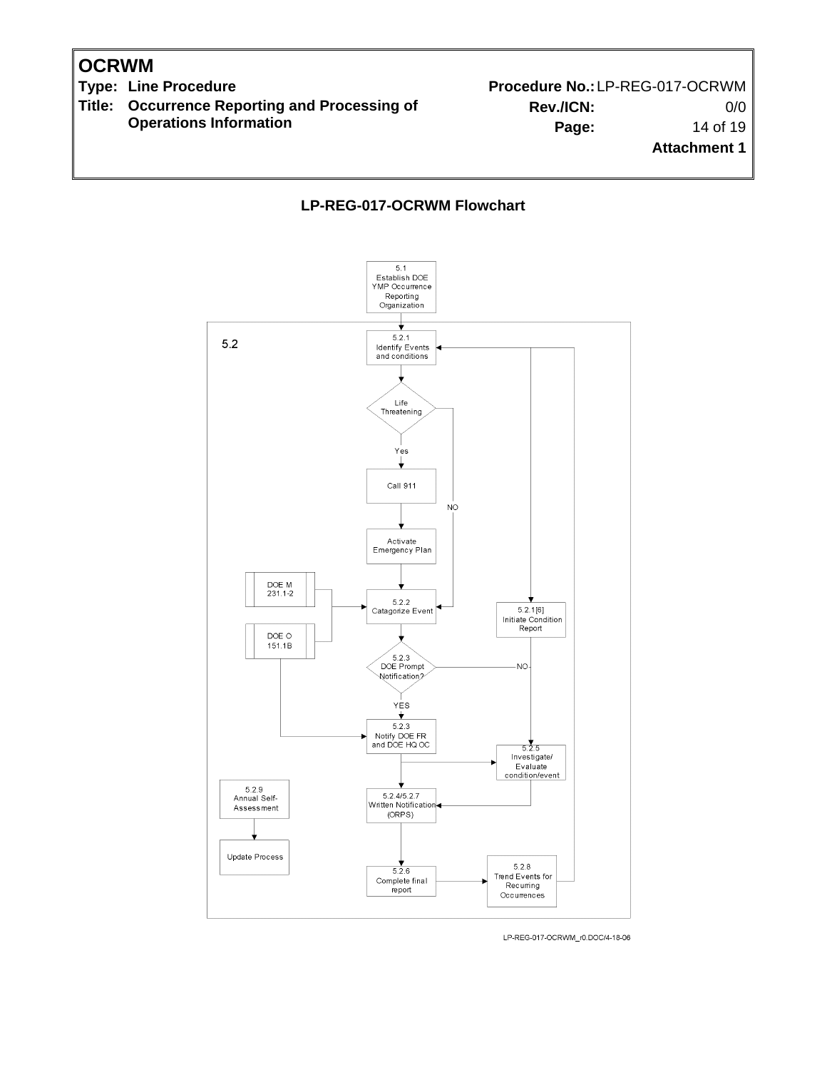## LP-REG-017-OCRWM Flowchart

5.1
Establish DOE YMP Occurrence Reporting Organization

5.2

5.2.1
Identify Events and conditions

Life Threatening

Yes

NO

Call 911

Activate Emergency Plan

DOE M 231.1-2

DOE O 151.1B

5.2.2
Catagorize Event

5.2.1[6]
Initiate Condition Report

5.2.3
DOE Prompt Notification?

NO

YES

5.2.3
Notify DOE FR and DOE HQ OC

5.2.5
Investigate/ Evaluate condition/event

5.2.9
Annual Self-Assessment

5.2.4/5.2.7
Written Notification (ORPS)

Update Process

5.2.6
Complete final report

5.2.8
Trend Events for Recurring Occurrences

LP-REG-017-OCRWM_r0.DOC/4-18-06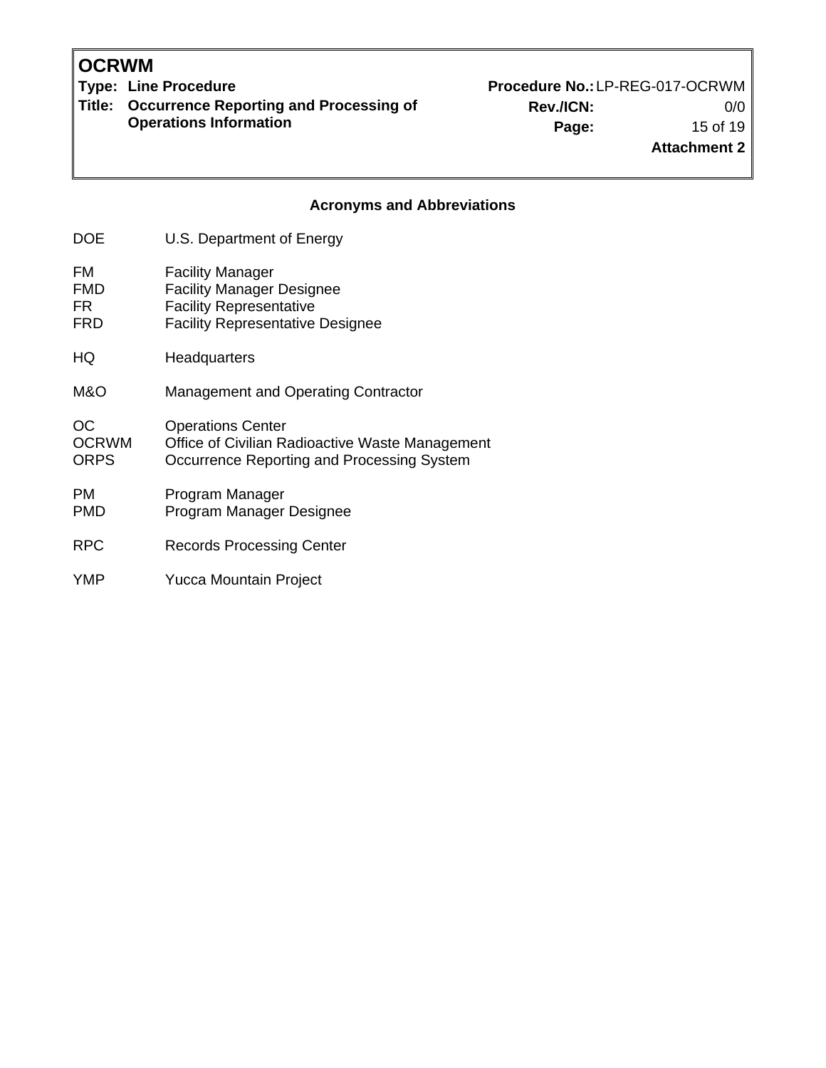## Acronyms and Abbreviations

| | |
|---|---|
| DOE | U.S. Department of Energy |
| FM | Facility Manager |
| FMD | Facility Manager Designee |
| FR | Facility Representative |
| FRD | Facility Representative Designee |
| HQ | Headquarters |
| M&O | Management and Operating Contractor |
| OC | Operations Center |
| OCRWM | Office of Civilian Radioactive Waste Management |
| ORPS | Occurrence Reporting and Processing System |
| PM | Program Manager |
| PMD | Program Manager Designee |
| RPC | Records Processing Center |
| YMP | Yucca Mountain Project |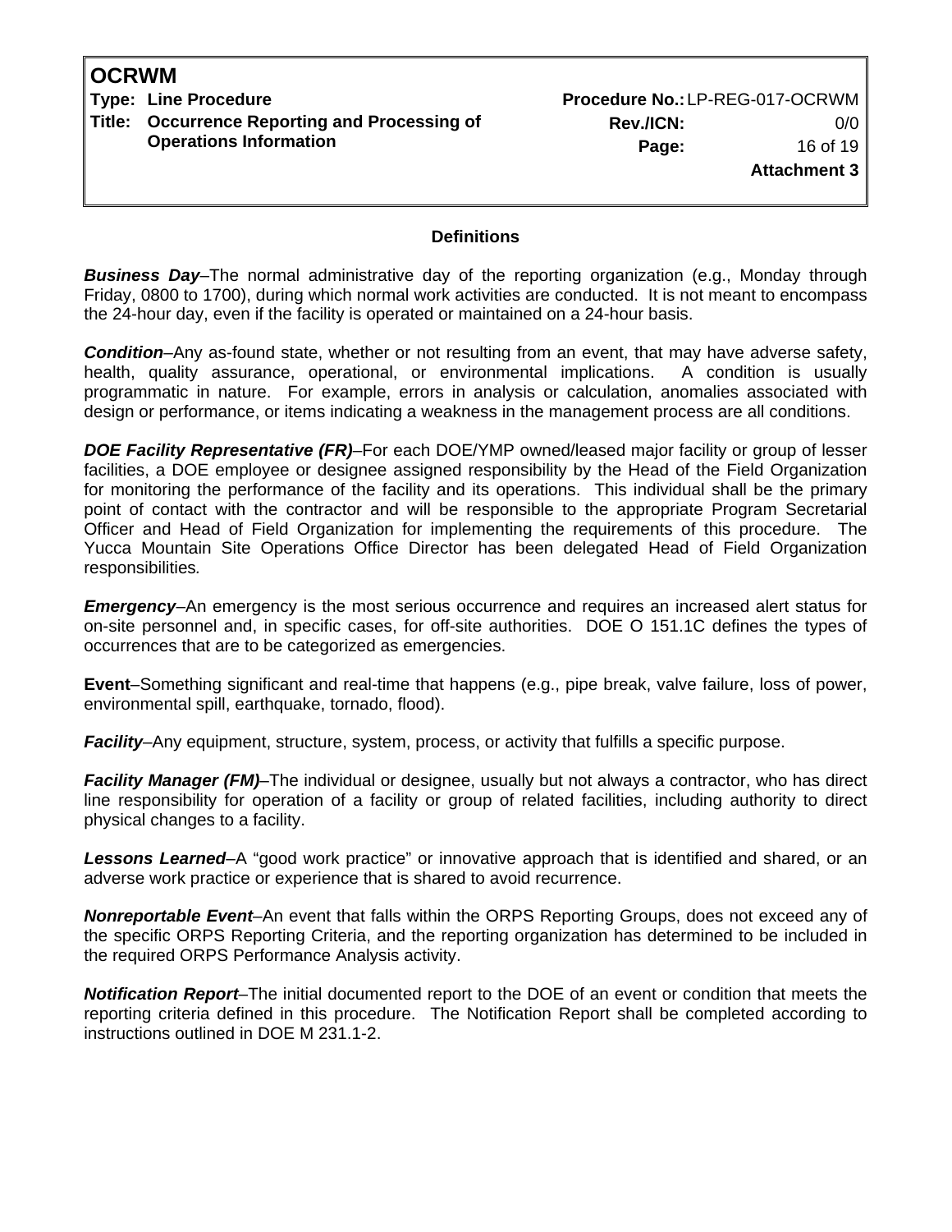## Definitions

***Business Day***–The normal administrative day of the reporting organization (e.g., Monday through Friday, 0800 to 1700), during which normal work activities are conducted. It is not meant to encompass the 24-hour day, even if the facility is operated or maintained on a 24-hour basis.

***Condition***–Any as-found state, whether or not resulting from an event, that may have adverse safety, health, quality assurance, operational, or environmental implications. A condition is usually programmatic in nature. For example, errors in analysis or calculation, anomalies associated with design or performance, or items indicating a weakness in the management process are all conditions.

***DOE Facility Representative (FR)***–For each DOE/YMP owned/leased major facility or group of lesser facilities, a DOE employee or designee assigned responsibility by the Head of the Field Organization for monitoring the performance of the facility and its operations. This individual shall be the primary point of contact with the contractor and will be responsible to the appropriate Program Secretarial Officer and Head of Field Organization for implementing the requirements of this procedure. The Yucca Mountain Site Operations Office Director has been delegated Head of Field Organization responsibilities*.*

***Emergency***–An emergency is the most serious occurrence and requires an increased alert status for on-site personnel and, in specific cases, for off-site authorities. DOE O 151.1C defines the types of occurrences that are to be categorized as emergencies.

**Event**–Something significant and real-time that happens (e.g., pipe break, valve failure, loss of power, environmental spill, earthquake, tornado, flood).

***Facility***–Any equipment, structure, system, process, or activity that fulfills a specific purpose.

***Facility Manager (FM)***–The individual or designee, usually but not always a contractor, who has direct line responsibility for operation of a facility or group of related facilities, including authority to direct physical changes to a facility.

***Lessons Learned***–A "good work practice" or innovative approach that is identified and shared, or an adverse work practice or experience that is shared to avoid recurrence.

***Nonreportable Event***–An event that falls within the ORPS Reporting Groups, does not exceed any of the specific ORPS Reporting Criteria, and the reporting organization has determined to be included in the required ORPS Performance Analysis activity.

***Notification Report***–The initial documented report to the DOE of an event or condition that meets the reporting criteria defined in this procedure. The Notification Report shall be completed according to instructions outlined in DOE M 231.1-2.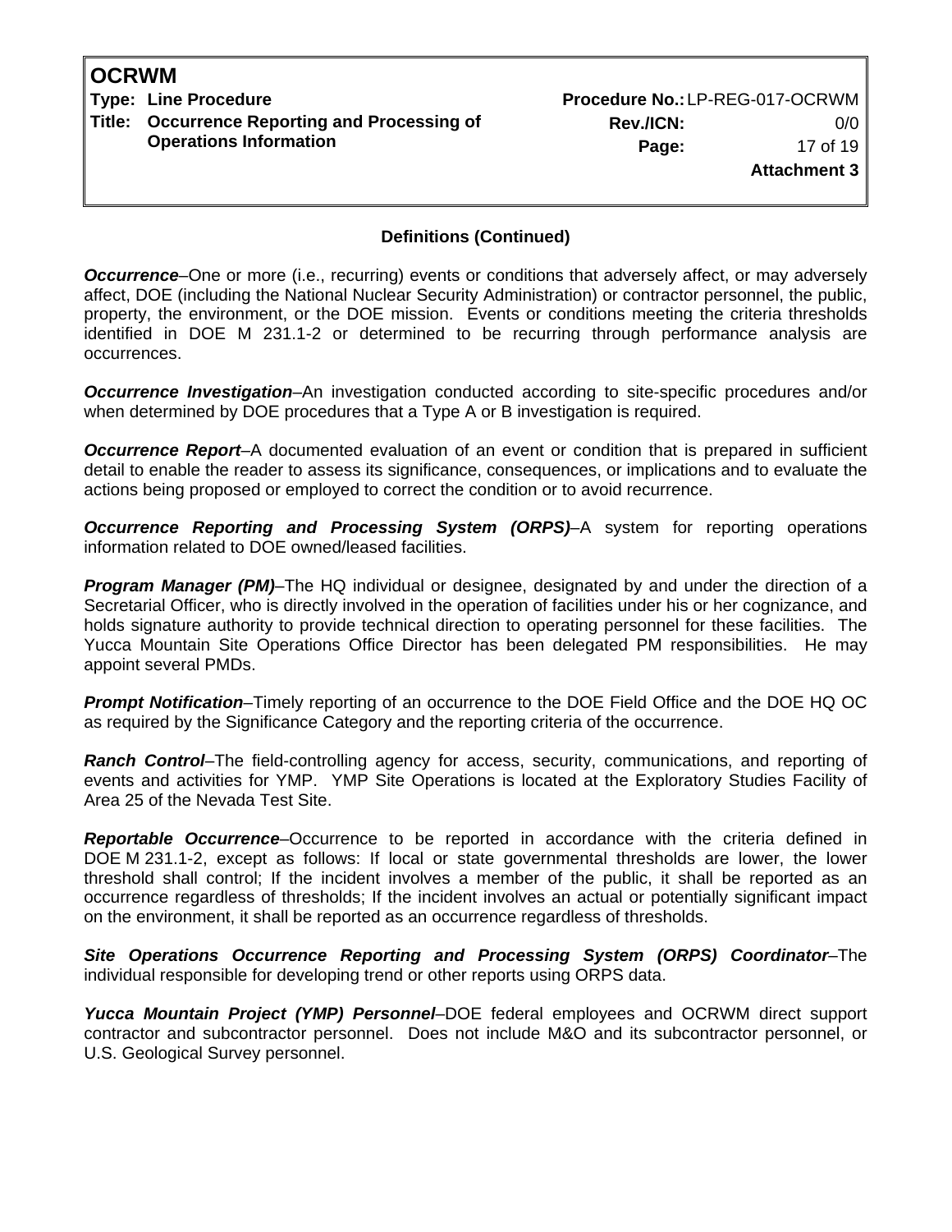## Definitions (Continued)

***Occurrence***–One or more (i.e., recurring) events or conditions that adversely affect, or may adversely affect, DOE (including the National Nuclear Security Administration) or contractor personnel, the public, property, the environment, or the DOE mission. Events or conditions meeting the criteria thresholds identified in DOE M 231.1-2 or determined to be recurring through performance analysis are occurrences.

***Occurrence Investigation***–An investigation conducted according to site-specific procedures and/or when determined by DOE procedures that a Type A or B investigation is required.

***Occurrence Report***–A documented evaluation of an event or condition that is prepared in sufficient detail to enable the reader to assess its significance, consequences, or implications and to evaluate the actions being proposed or employed to correct the condition or to avoid recurrence.

***Occurrence Reporting and Processing System (ORPS)***–A system for reporting operations information related to DOE owned/leased facilities.

***Program Manager (PM)***–The HQ individual or designee, designated by and under the direction of a Secretarial Officer, who is directly involved in the operation of facilities under his or her cognizance, and holds signature authority to provide technical direction to operating personnel for these facilities. The Yucca Mountain Site Operations Office Director has been delegated PM responsibilities. He may appoint several PMDs.

***Prompt Notification***–Timely reporting of an occurrence to the DOE Field Office and the DOE HQ OC as required by the Significance Category and the reporting criteria of the occurrence.

***Ranch Control***–The field-controlling agency for access, security, communications, and reporting of events and activities for YMP. YMP Site Operations is located at the Exploratory Studies Facility of Area 25 of the Nevada Test Site.

***Reportable Occurrence***–Occurrence to be reported in accordance with the criteria defined in DOE M 231.1-2, except as follows: If local or state governmental thresholds are lower, the lower threshold shall control; If the incident involves a member of the public, it shall be reported as an occurrence regardless of thresholds; If the incident involves an actual or potentially significant impact on the environment, it shall be reported as an occurrence regardless of thresholds.

***Site Operations Occurrence Reporting and Processing System (ORPS) Coordinator***–The individual responsible for developing trend or other reports using ORPS data.

***Yucca Mountain Project (YMP) Personnel***–DOE federal employees and OCRWM direct support contractor and subcontractor personnel. Does not include M&O and its subcontractor personnel, or U.S. Geological Survey personnel.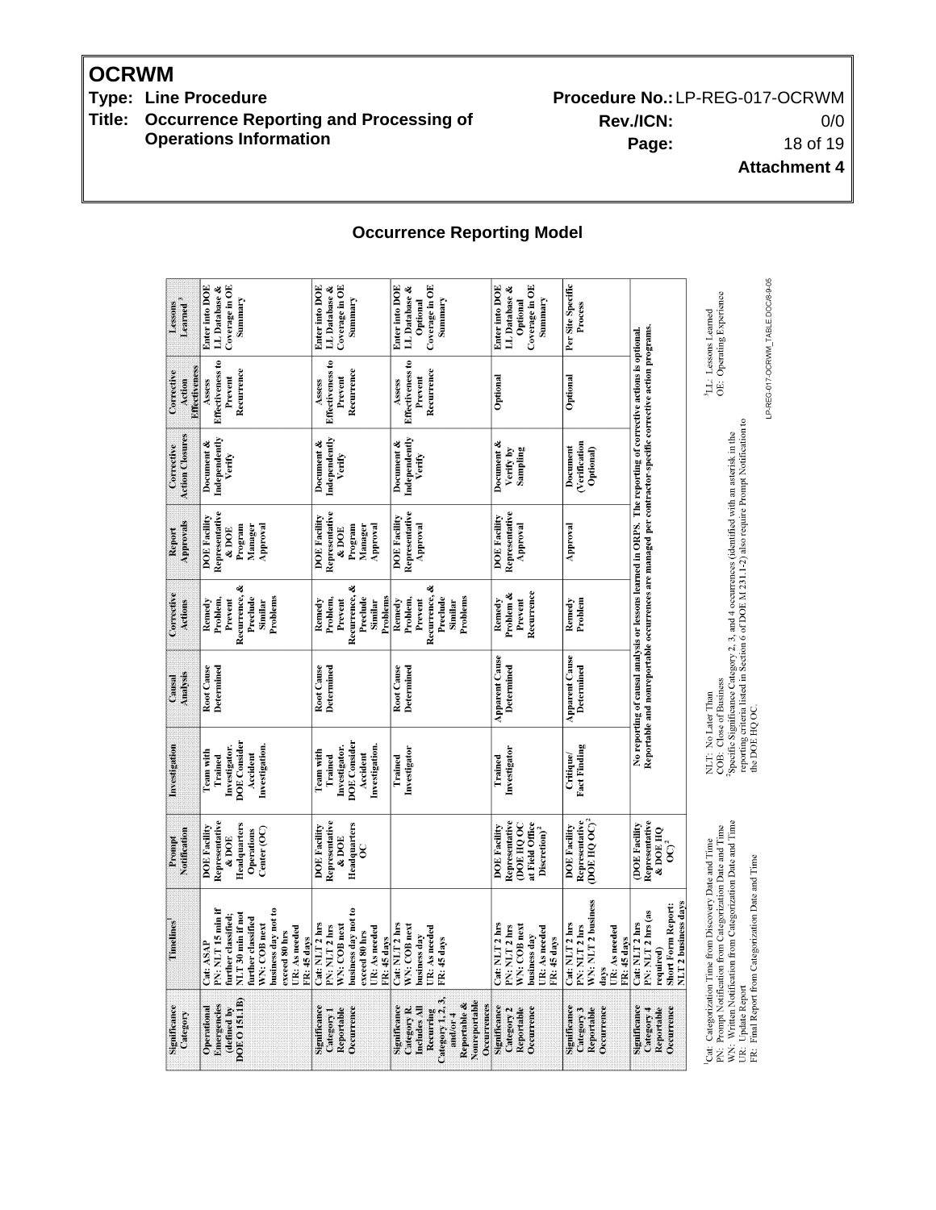## Attachment 4

## Occurrence Reporting Model

| Significance Category | Timelines[1] | Prompt Notification | Investigation | Causal Analysis | Corrective Actions | Report Approvals | Corrective Action Closures | Corrective Action Effectiveness | Lessons Learned[3] |
|---|---|---|---|---|---|---|---|---|---|
| Operational Emergencies (defined by DOE O 151.1B) | Cat: ASAP<br>PN: NLT 15 min if further classified; NLT 30 min if not further classified<br>WN: COB next business day not to exceed 80 hrs<br>UR: As needed<br>FR: 45 days | DOE Facility Representative & DOE Headquarters Operations Center (OC) | Team with Trained Investigator. DOE Consider Accident Investigation. | Root Cause Determined | Remedy Problem, Prevent Recurrence, & Preclude Similar Problems | DOE Facility Representative & DOE Program Manager Approval | Document & Independently Verify | Assess Effectiveness to Prevent Recurrence | Enter into DOE LL Database & Coverage in OE Summary |
| Significance Category 1 Reportable Occurrence | Cat: NLT 2 hrs<br>PN: NLT 2 hrs<br>WN: COB next business day not to exceed 80 hrs<br>UR: As needed<br>FR: 45 days | DOE Facility Representative & DOE Headquarters OC | Team with Trained Investigator. DOE Consider Accident Investigation. | Root Cause Determined | Remedy Problem, Prevent Recurrence, & Preclude Similar Problems | DOE Facility Representative & DOE Program Manager Approval | Document & Independently Verify | Assess Effectiveness to Prevent Recurrence | Enter into DOE LL Database & Coverage in OE Summary |
| Significance Category R. Includes All Recurring Category 1, 2, 3, and/or 4 Reportable & Nonreportable Occurrences | Cat: NLT 2 hrs<br>WN: COB next business day<br>UR: As needed<br>FR: 45 days | | Trained Investigator | Root Cause Determined | Remedy Problem, Prevent Recurrence, & Preclude Similar Problems | DOE Facility Representative Approval | Document & Independently Verify | Assess Effectiveness to Prevent Recurrence | Enter into DOE LL Database & Optional Coverage in OE Summary |
| Significance Category 2 Reportable Occurrence | Cat: NLT 2 hrs<br>PN: NLT 2 hrs<br>WN: COB next business day<br>UR: As needed<br>FR: 45 days | DOE Facility Representative (DOE HQ OC at Field Office Discretion)[2] | Trained Investigator | Apparent Cause Determined | Remedy Problem & Prevent Recurrence | DOE Facility Representative Approval | Document & Verify by Sampling | Optional | Enter into DOE LL Database & Optional Coverage in OE Summary |
| Significance Category 3 Reportable Occurrence | Cat: NLT 2 hrs<br>PN: NLT 2 hrs<br>WN: NLT 2 business days<br>UR: As needed<br>FR: 45 days | DOE Facility Representative (DOE HQ OC)[2] | Critique/ Fact Finding | Apparent Cause Determined | Remedy Problem | Approval | Document (Verification Optional) | Optional | Per Site Specific Process |
| Significance Category 4 Reportable Occurrence | Cat: NLT 2 hrs<br>PN: NLT 2 hrs (as required)<br>Short Form Report: NLT 2 business days | (DOE Facility Representative & DOE HQ OC)[2] | No reporting of causal analysis or lessons learned in ORPS. The reporting of corrective actions is optional. Reportable and nonreportable occurrences are managed per contractor-specific corrective action programs. | | | | | | |

[1]Cat: Categorization Time from Discovery Date and Time
PN: Prompt Notification from Categorization Date and Time
WN: Written Notification from Categorization Date and Time
UR: Update Report
FR: Final Report from Categorization Date and Time

NLT: No Later Than
COB: Close of Business
[2]Specific Significance Category 2, 3, and 4 occurrences (identified with an asterisk in the reporting criteria listed in Section 6 of DOE M 231.1-2) also require Prompt Notification to the DOE HQ OC.

[3]LL: Lessons Learned
OE: Operating Experience

LP-REG-017-OCRWM_TABLE DOC/8-9-05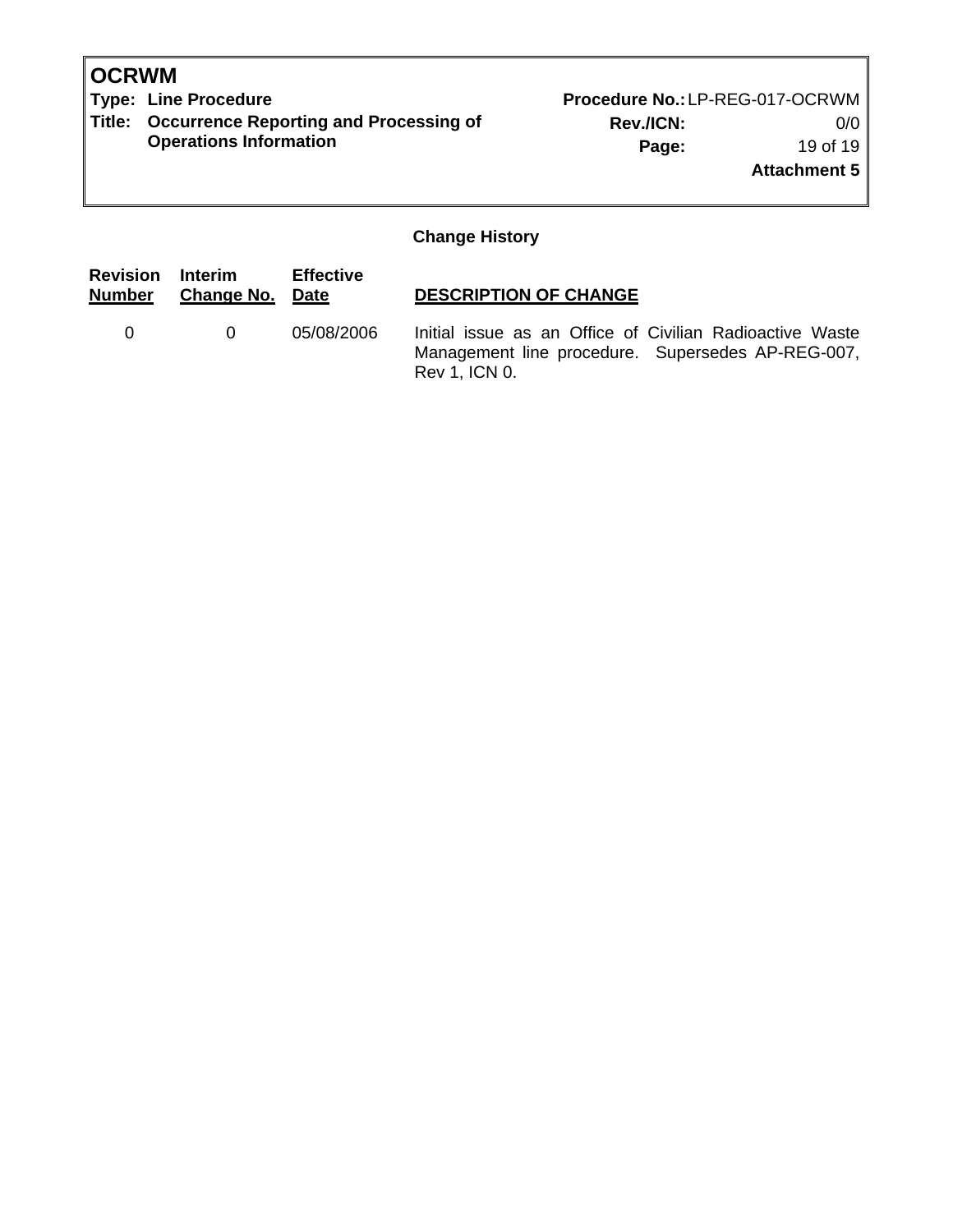## Change History

| Revision Number | Interim Change No. | Effective Date | DESCRIPTION OF CHANGE |
|---|---|---|---|
| 0 | 0 | 05/08/2006 | Initial issue as an Office of Civilian Radioactive Waste Management line procedure. Supersedes AP-REG-007, Rev 1, ICN 0. |